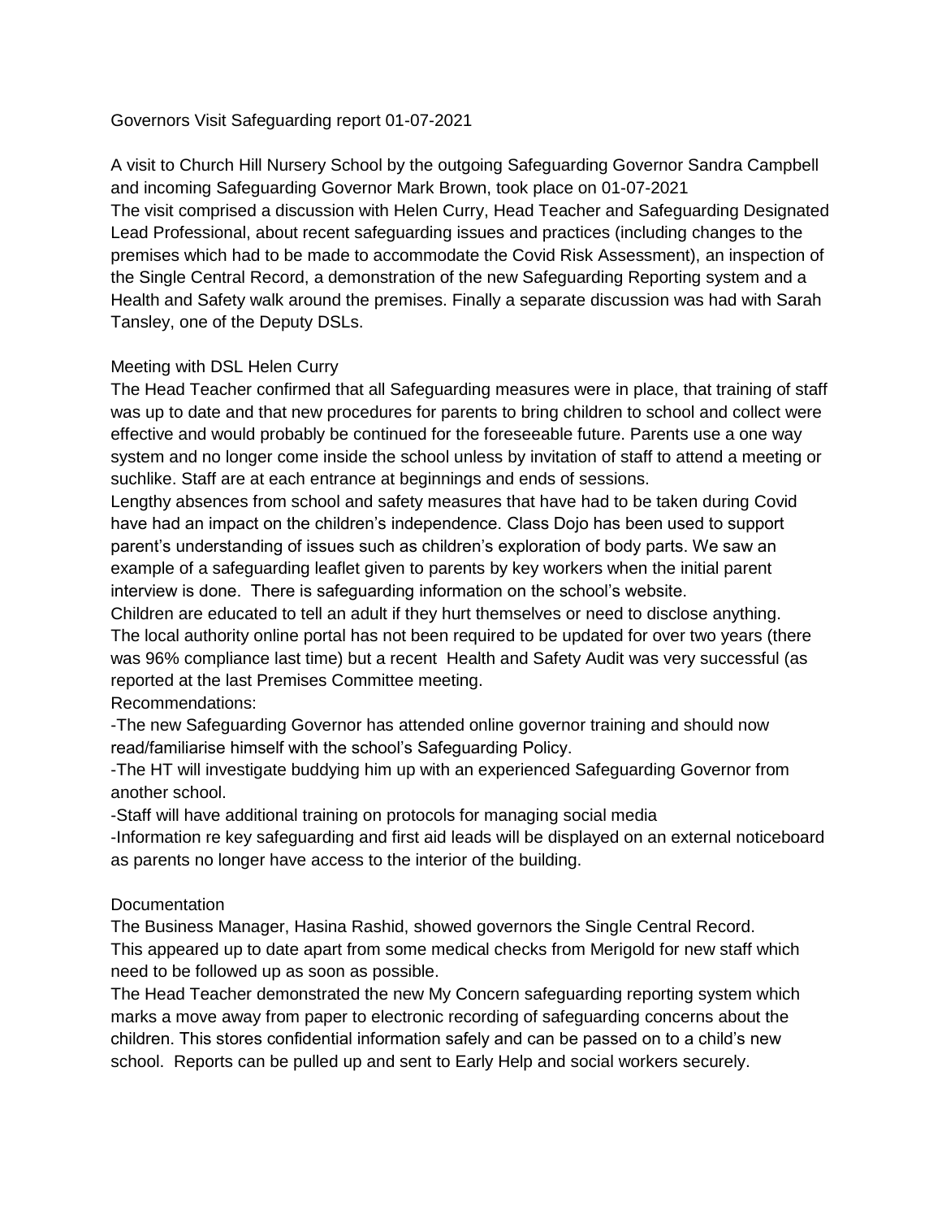# Governors Visit Safeguarding report 01-07-2021

A visit to Church Hill Nursery School by the outgoing Safeguarding Governor Sandra Campbell and incoming Safeguarding Governor Mark Brown, took place on 01-07-2021

The visit comprised a discussion with Helen Curry, Head Teacher and Safeguarding Designated Lead Professional, about recent safeguarding issues and practices (including changes to the premises which had to be made to accommodate the Covid Risk Assessment), an inspection of the Single Central Record, a demonstration of the new Safeguarding Reporting system and a Health and Safety walk around the premises. Finally a separate discussion was had with Sarah Tansley, one of the Deputy DSLs.

## Meeting with DSL Helen Curry

The Head Teacher confirmed that all Safeguarding measures were in place, that training of staff was up to date and that new procedures for parents to bring children to school and collect were effective and would probably be continued for the foreseeable future. Parents use a one way system and no longer come inside the school unless by invitation of staff to attend a meeting or suchlike. Staff are at each entrance at beginnings and ends of sessions.

Lengthy absences from school and safety measures that have had to be taken during Covid have had an impact on the children's independence. Class Dojo has been used to support parent's understanding of issues such as children's exploration of body parts. We saw an example of a safeguarding leaflet given to parents by key workers when the initial parent interview is done. There is safeguarding information on the school's website.

Children are educated to tell an adult if they hurt themselves or need to disclose anything.

The local authority online portal has not been required to be updated for over two years (there was 96% compliance last time) but a recent Health and Safety Audit was very successful (as reported at the last Premises Committee meeting.

Recommendations:

- The new Safeguarding Governor has attended online governor training and should now read/familiarise himself with the school's Safeguarding Policy.
- The HT will investigate buddying him up with an experienced Safeguarding Governor from another school.
- Staff will have additional training on protocols for managing social media
- Information re key safeguarding and first aid leads will be displayed on an external noticeboard as parents no longer have access to the interior of the building.

## Documentation

The Business Manager, Hasina Rashid, showed governors the Single Central Record.

This appeared up to date apart from some medical checks from Merigold for new staff which need to be followed up as soon as possible.

The Head Teacher demonstrated the new My Concern safeguarding reporting system which marks a move away from paper to electronic recording of safeguarding concerns about the children. This stores confidential information safely and can be passed on to a child's new school. Reports can be pulled up and sent to Early Help and social workers securely.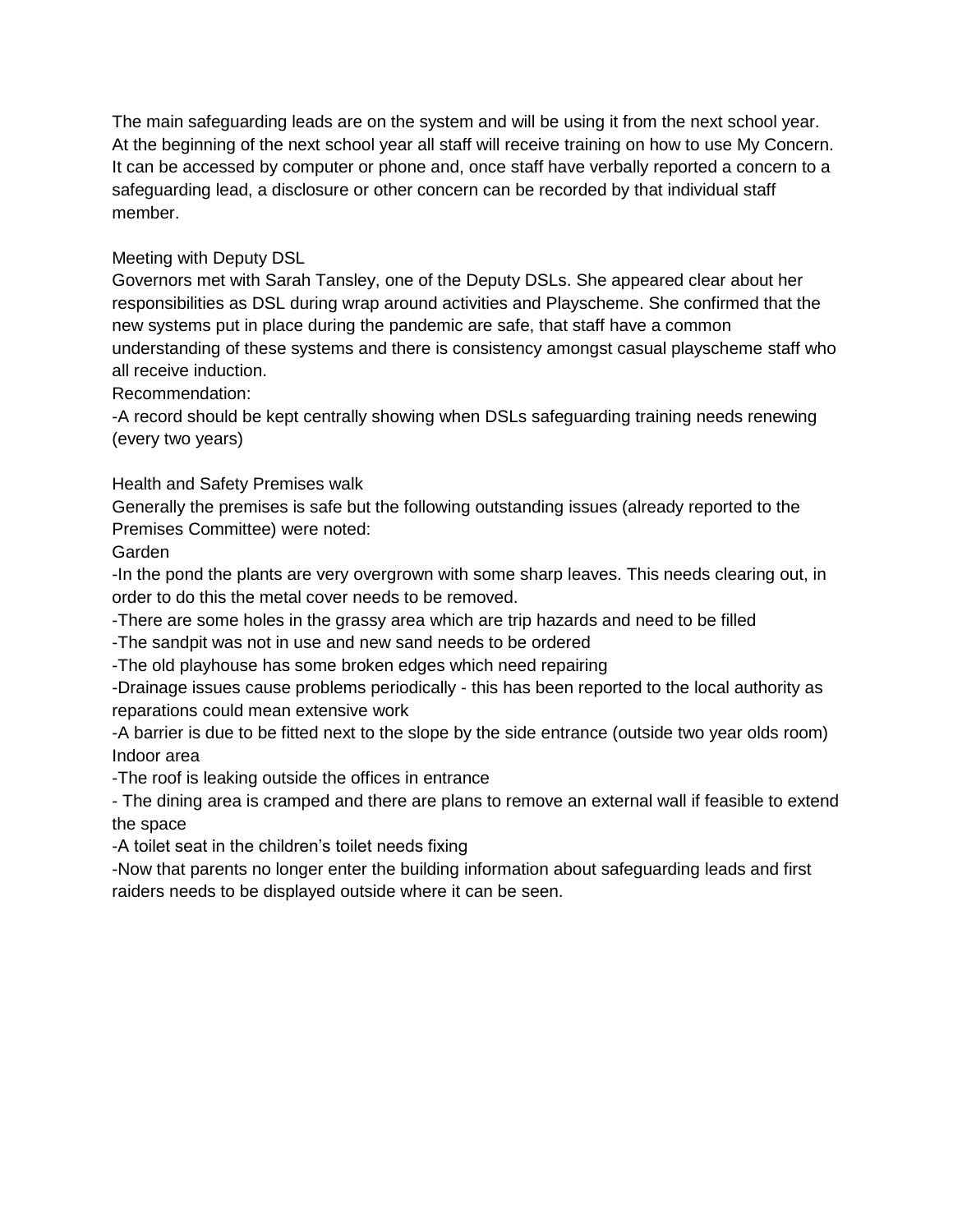The main safeguarding leads are on the system and will be using it from the next school year. At the beginning of the next school year all staff will receive training on how to use My Concern. It can be accessed by computer or phone and, once staff have verbally reported a concern to a safeguarding lead, a disclosure or other concern can be recorded by that individual staff member.

Meeting with Deputy DSL

Governors met with Sarah Tansley, one of the Deputy DSLs. She appeared clear about her responsibilities as DSL during wrap around activities and Playscheme. She confirmed that the new systems put in place during the pandemic are safe, that staff have a common understanding of these systems and there is consistency amongst casual playscheme staff who all receive induction.

Recommendation:

-A record should be kept centrally showing when DSLs safeguarding training needs renewing (every two years)

Health and Safety Premises walk

Generally the premises is safe but the following outstanding issues (already reported to the Premises Committee) were noted:

Garden

-In the pond the plants are very overgrown with some sharp leaves. This needs clearing out, in order to do this the metal cover needs to be removed.

-There are some holes in the grassy area which are trip hazards and need to be filled

-The sandpit was not in use and new sand needs to be ordered

-The old playhouse has some broken edges which need repairing

-Drainage issues cause problems periodically - this has been reported to the local authority as reparations could mean extensive work

-A barrier is due to be fitted next to the slope by the side entrance (outside two year olds room)

Indoor area

-The roof is leaking outside the offices in entrance

- The dining area is cramped and there are plans to remove an external wall if feasible to extend the space

-A toilet seat in the children's toilet needs fixing

-Now that parents no longer enter the building information about safeguarding leads and first raiders needs to be displayed outside where it can be seen.